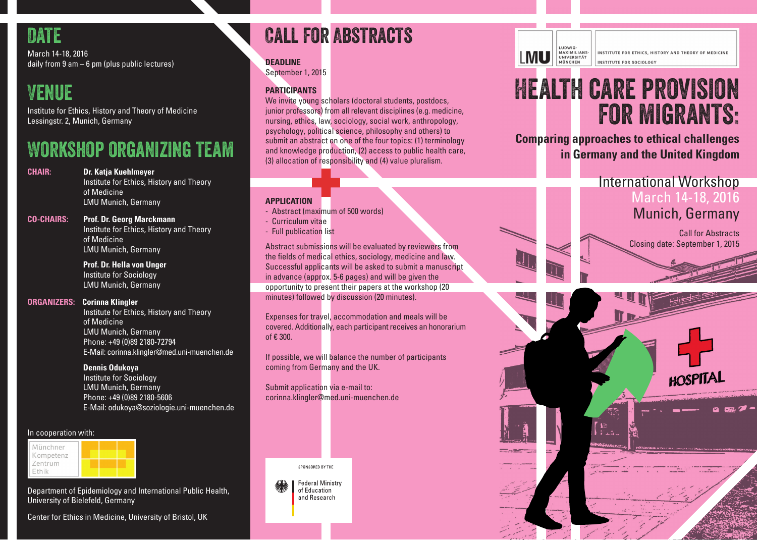## DATE

March 14-18, 2016
daily from 9 am – 6 pm (plus public lectures)

## VENUE

Institute for Ethics, History and Theory of Medicine
Lessingstr. 2, Munich, Germany

## WORKSHOP ORGANIZING TEAM

**CHAIR:**

**Dr. Katja Kuehlmeyer**
Institute for Ethics, History and Theory of Medicine
LMU Munich, Germany

**CO-CHAIRS:**

**Prof. Dr. Georg Marckmann**
Institute for Ethics, History and Theory of Medicine
LMU Munich, Germany

**Prof. Dr. Hella von Unger**
Institute for Sociology
LMU Munich, Germany

**ORGANIZERS:**

**Corinna Klingler**
Institute for Ethics, History and Theory of Medicine
LMU Munich, Germany
Phone: +49 (0)89 2180-72794
E-Mail: corinna.klingler@med.uni-muenchen.de

**Dennis Odukoya**
Institute for Sociology
LMU Munich, Germany
Phone: +49 (0)89 2180-5606
E-Mail: odukoya@soziologie.uni-muenchen.de

In cooperation with:

Münchner Kompetenz Zentrum Ethik

Department of Epidemiology and International Public Health, University of Bielefeld, Germany

Center for Ethics in Medicine, University of Bristol, UK

## CALL FOR ABSTRACTS

**DEADLINE**
September 1, 2015

**PARTICIPANTS**
We invite young scholars (doctoral students, postdocs, junior professors) from all relevant disciplines (e.g. medicine, nursing, ethics, law, sociology, social work, anthropology, psychology, political science, philosophy and others) to submit an abstract on one of the four topics: (1) terminology and knowledge production, (2) access to public health care, (3) allocation of responsibility and (4) value pluralism.

**APPLICATION**
- Abstract (maximum of 500 words)
- Curriculum vitae
- Full publication list

Abstract submissions will be evaluated by reviewers from the fields of medical ethics, sociology, medicine and law. Successful applicants will be asked to submit a manuscript in advance (approx. 5-6 pages) and will be given the opportunity to present their papers at the workshop (20 minutes) followed by discussion (20 minutes).

Expenses for travel, accommodation and meals will be covered. Additionally, each participant receives an honorarium of € 300.

If possible, we will balance the number of participants coming from Germany and the UK.

Submit application via e-mail to:
corinna.klingler@med.uni-muenchen.de

SPONSORED BY THE
Federal Ministry of Education and Research

LMU Ludwig-Maximilians-Universität München
INSTITUTE FOR ETHICS, HISTORY AND THEORY OF MEDICINE
INSTITUTE FOR SOCIOLOGY

# HEALTH CARE PROVISION FOR MIGRANTS:

**Comparing approaches to ethical challenges in Germany and the United Kingdom**

International Workshop
March 14-18, 2016
Munich, Germany

Call for Abstracts
Closing date: September 1, 2015

HOSPITAL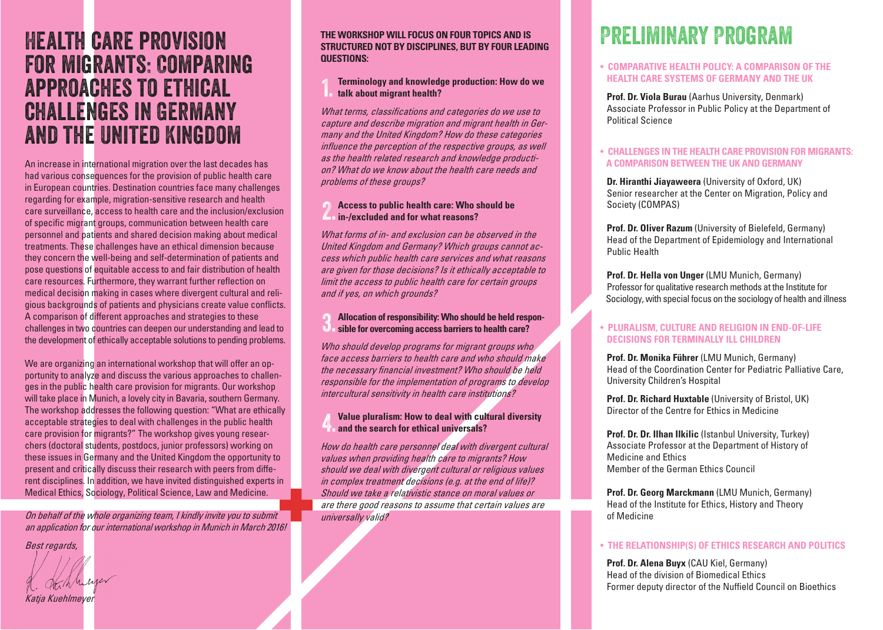# HEALTH CARE PROVISION FOR MIGRANTS: COMPARING APPROACHES TO ETHICAL CHALLENGES IN GERMANY AND THE UNITED KINGDOM

An increase in international migration over the last decades has had various consequences for the provision of public health care in European countries. Destination countries face many challenges regarding for example, migration-sensitive research and health care surveillance, access to health care and the inclusion/exclusion of specific migrant groups, communication between health care personnel and patients and shared decision making about medical treatments. These challenges have an ethical dimension because they concern the well-being and self-determination of patients and pose questions of equitable access to and fair distribution of health care resources. Furthermore, they warrant further reflection on medical decision making in cases where divergent cultural and religious backgrounds of patients and physicians create value conflicts. A comparison of different approaches and strategies to these challenges in two countries can deepen our understanding and lead to the development of ethically acceptable solutions to pending problems.

We are organizing an international workshop that will offer an opportunity to analyze and discuss the various approaches to challenges in the public health care provision for migrants. Our workshop will take place in Munich, a lovely city in Bavaria, southern Germany. The workshop addresses the following question: "What are ethically acceptable strategies to deal with challenges in the public health care provision for migrants?" The workshop gives young researchers (doctoral students, postdocs, junior professors) working on these issues in Germany and the United Kingdom the opportunity to present and critically discuss their research with peers from different disciplines. In addition, we have invited distinguished experts in Medical Ethics, Sociology, Political Science, Law and Medicine.

*On behalf of the whole organizing team, I kindly invite you to submit an application for our international workshop in Munich in March 2016!*

*Best regards,*

*Katja Kuehlmeyer*

**THE WORKSHOP WILL FOCUS ON FOUR TOPICS AND IS STRUCTURED NOT BY DISCIPLINES, BUT BY FOUR LEADING QUESTIONS:**

**1. Terminology and knowledge production: How do we talk about migrant health?**

*What terms, classifications and categories do we use to capture and describe migration and migrant health in Germany and the United Kingdom? How do these categories influence the perception of the respective groups, as well as the health related research and knowledge production? What do we know about the health care needs and problems of these groups?*

**2. Access to public health care: Who should be in-/excluded and for what reasons?**

*What forms of in- and exclusion can be observed in the United Kingdom and Germany? Which groups cannot access which public health care services and what reasons are given for those decisions? Is it ethically acceptable to limit the access to public health care for certain groups and if yes, on which grounds?*

**3. Allocation of responsibility: Who should be held responsible for overcoming access barriers to health care?**

*Who should develop programs for migrant groups who face access barriers to health care and who should make the necessary financial investment? Who should be held responsible for the implementation of programs to develop intercultural sensitivity in health care institutions?*

**4. Value pluralism: How to deal with cultural diversity and the search for ethical universals?**

*How do health care personnel deal with divergent cultural values when providing health care to migrants? How should we deal with divergent cultural or religious values in complex treatment decisions (e.g. at the end of life)? Should we take a relativistic stance on moral values or are there good reasons to assume that certain values are universally valid?*

# PRELIMINARY PROGRAM

- **COMPARATIVE HEALTH POLICY: A COMPARISON OF THE HEALTH CARE SYSTEMS OF GERMANY AND THE UK**

  **Prof. Dr. Viola Burau** (Aarhus University, Denmark)
  Associate Professor in Public Policy at the Department of Political Science

- **CHALLENGES IN THE HEALTH CARE PROVISION FOR MIGRANTS: A COMPARISON BETWEEN THE UK AND GERMANY**

  **Dr. Hiranthi Jiayaweera** (University of Oxford, UK)
  Senior researcher at the Center on Migration, Policy and Society (COMPAS)

  **Prof. Dr. Oliver Razum** (University of Bielefeld, Germany)
  Head of the Department of Epidemiology and International Public Health

  **Prof. Dr. Hella von Unger** (LMU Munich, Germany)
  Professor for qualitative research methods at the Institute for Sociology, with special focus on the sociology of health and illness

- **PLURALISM, CULTURE AND RELIGION IN END-OF-LIFE DECISIONS FOR TERMINALLY ILL CHILDREN**

  **Prof. Dr. Monika Führer** (LMU Munich, Germany)
  Head of the Coordination Center for Pediatric Palliative Care, University Children's Hospital

  **Prof. Dr. Richard Huxtable** (University of Bristol, UK)
  Director of the Centre for Ethics in Medicine

  **Prof. Dr. Dr. Ilhan Ilkilic** (Istanbul University, Turkey)
  Associate Professor at the Department of History of Medicine and Ethics
  Member of the German Ethics Council

  **Prof. Dr. Georg Marckmann** (LMU Munich, Germany)
  Head of the Institute for Ethics, History and Theory of Medicine

- **THE RELATIONSHIP(S) OF ETHICS RESEARCH AND POLITICS**

  **Prof. Dr. Alena Buyx** (CAU Kiel, Germany)
  Head of the division of Biomedical Ethics
  Former deputy director of the Nuffield Council on Bioethics